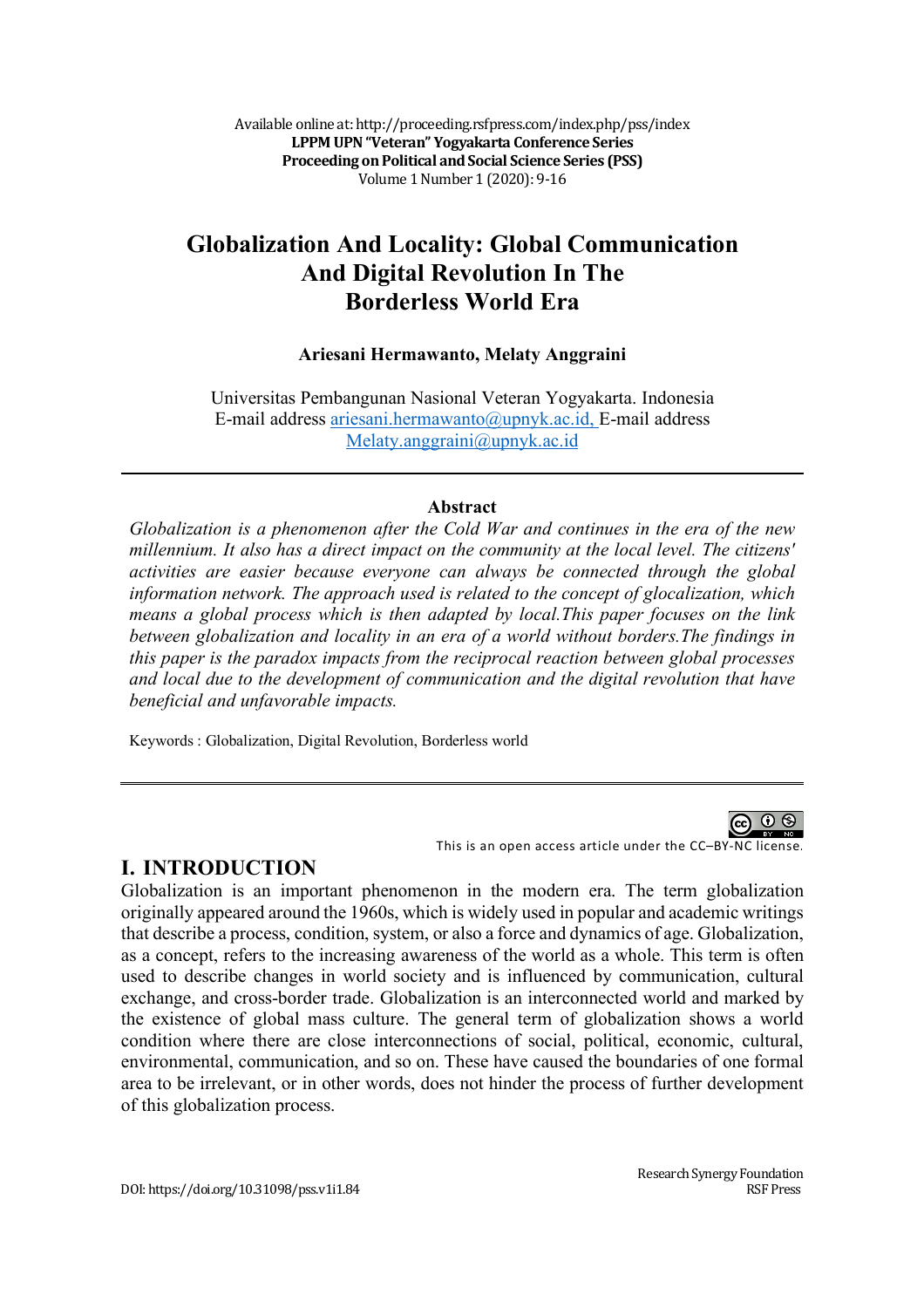# Globalization And Locality: Global Communication And Digital Revolution In The Borderless World Era

**Ariesani Hermawanto, Melaty Anggraini**

Universitas Pembangunan Nasional Veteran Yogyakarta. Indonesia
E-mail address ariesani.hermawanto@upnyk.ac.id, E-mail address Melaty.anggraini@upnyk.ac.id

---

### Abstract

*Globalization is a phenomenon after the Cold War and continues in the era of the new millennium. It also has a direct impact on the community at the local level. The citizens' activities are easier because everyone can always be connected through the global information network. The approach used is related to the concept of glocalization, which means a global process which is then adapted by local.This paper focuses on the link between globalization and locality in an era of a world without borders.The findings in this paper is the paradox impacts from the reciprocal reaction between global processes and local due to the development of communication and the digital revolution that have beneficial and unfavorable impacts.*

Keywords : Globalization, Digital Revolution, Borderless world

---

This is an open access article under the CC–BY-NC license.

## I. INTRODUCTION

Globalization is an important phenomenon in the modern era. The term globalization originally appeared around the 1960s, which is widely used in popular and academic writings that describe a process, condition, system, or also a force and dynamics of age. Globalization, as a concept, refers to the increasing awareness of the world as a whole. This term is often used to describe changes in world society and is influenced by communication, cultural exchange, and cross-border trade. Globalization is an interconnected world and marked by the existence of global mass culture. The general term of globalization shows a world condition where there are close interconnections of social, political, economic, cultural, environmental, communication, and so on. These have caused the boundaries of one formal area to be irrelevant, or in other words, does not hinder the process of further development of this globalization process.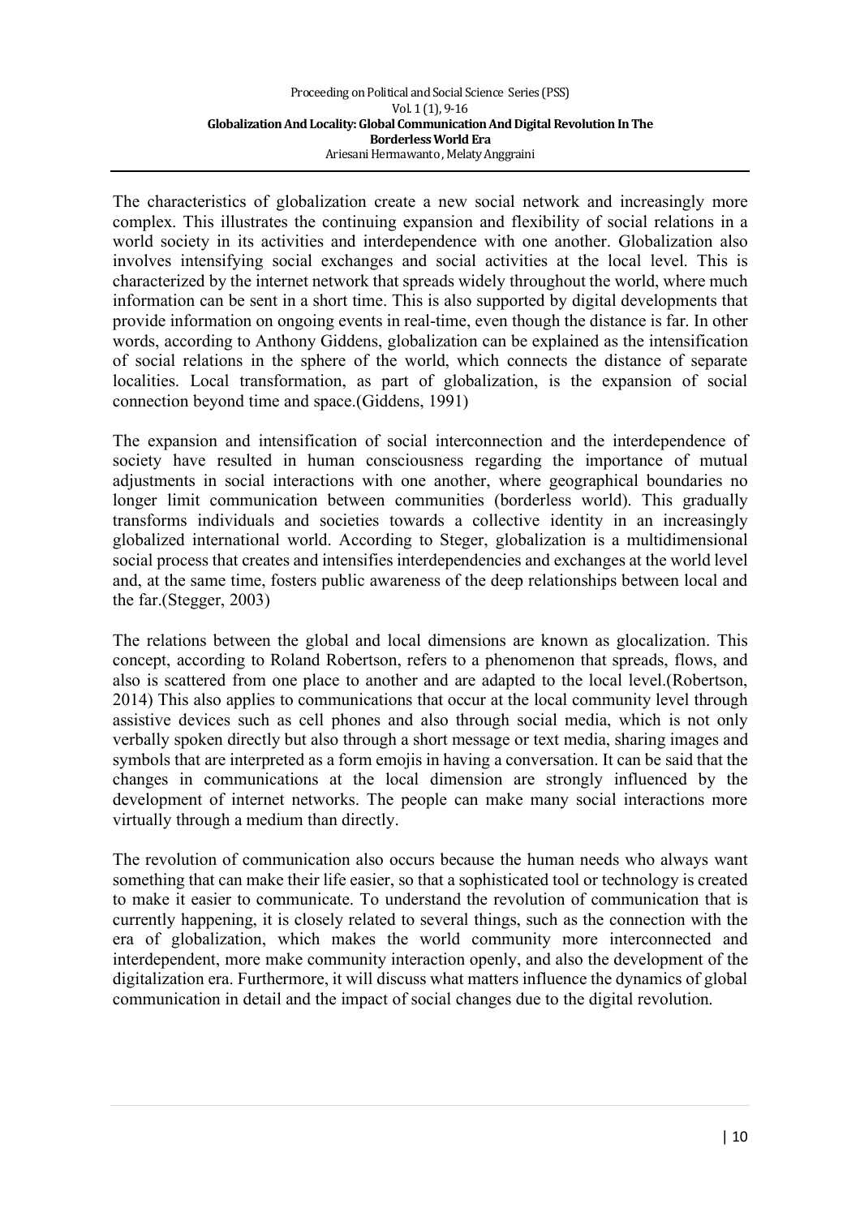The characteristics of globalization create a new social network and increasingly more complex. This illustrates the continuing expansion and flexibility of social relations in a world society in its activities and interdependence with one another. Globalization also involves intensifying social exchanges and social activities at the local level. This is characterized by the internet network that spreads widely throughout the world, where much information can be sent in a short time. This is also supported by digital developments that provide information on ongoing events in real-time, even though the distance is far. In other words, according to Anthony Giddens, globalization can be explained as the intensification of social relations in the sphere of the world, which connects the distance of separate localities. Local transformation, as part of globalization, is the expansion of social connection beyond time and space.(Giddens, 1991)

The expansion and intensification of social interconnection and the interdependence of society have resulted in human consciousness regarding the importance of mutual adjustments in social interactions with one another, where geographical boundaries no longer limit communication between communities (borderless world). This gradually transforms individuals and societies towards a collective identity in an increasingly globalized international world. According to Steger, globalization is a multidimensional social process that creates and intensifies interdependencies and exchanges at the world level and, at the same time, fosters public awareness of the deep relationships between local and the far.(Stegger, 2003)

The relations between the global and local dimensions are known as glocalization. This concept, according to Roland Robertson, refers to a phenomenon that spreads, flows, and also is scattered from one place to another and are adapted to the local level.(Robertson, 2014) This also applies to communications that occur at the local community level through assistive devices such as cell phones and also through social media, which is not only verbally spoken directly but also through a short message or text media, sharing images and symbols that are interpreted as a form emojis in having a conversation. It can be said that the changes in communications at the local dimension are strongly influenced by the development of internet networks. The people can make many social interactions more virtually through a medium than directly.

The revolution of communication also occurs because the human needs who always want something that can make their life easier, so that a sophisticated tool or technology is created to make it easier to communicate. To understand the revolution of communication that is currently happening, it is closely related to several things, such as the connection with the era of globalization, which makes the world community more interconnected and interdependent, more make community interaction openly, and also the development of the digitalization era. Furthermore, it will discuss what matters influence the dynamics of global communication in detail and the impact of social changes due to the digital revolution.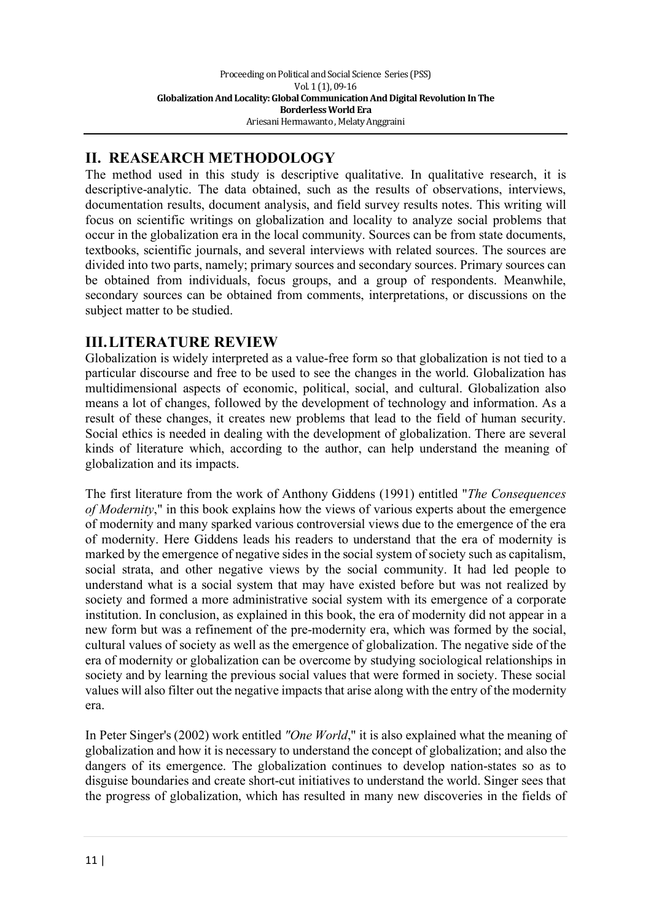## II. REASEARCH METHODOLOGY

The method used in this study is descriptive qualitative. In qualitative research, it is descriptive-analytic. The data obtained, such as the results of observations, interviews, documentation results, document analysis, and field survey results notes. This writing will focus on scientific writings on globalization and locality to analyze social problems that occur in the globalization era in the local community. Sources can be from state documents, textbooks, scientific journals, and several interviews with related sources. The sources are divided into two parts, namely; primary sources and secondary sources. Primary sources can be obtained from individuals, focus groups, and a group of respondents. Meanwhile, secondary sources can be obtained from comments, interpretations, or discussions on the subject matter to be studied.

## III. LITERATURE REVIEW

Globalization is widely interpreted as a value-free form so that globalization is not tied to a particular discourse and free to be used to see the changes in the world. Globalization has multidimensional aspects of economic, political, social, and cultural. Globalization also means a lot of changes, followed by the development of technology and information. As a result of these changes, it creates new problems that lead to the field of human security. Social ethics is needed in dealing with the development of globalization. There are several kinds of literature which, according to the author, can help understand the meaning of globalization and its impacts.

The first literature from the work of Anthony Giddens (1991) entitled "*The Consequences of Modernity*," in this book explains how the views of various experts about the emergence of modernity and many sparked various controversial views due to the emergence of the era of modernity. Here Giddens leads his readers to understand that the era of modernity is marked by the emergence of negative sides in the social system of society such as capitalism, social strata, and other negative views by the social community. It had led people to understand what is a social system that may have existed before but was not realized by society and formed a more administrative social system with its emergence of a corporate institution. In conclusion, as explained in this book, the era of modernity did not appear in a new form but was a refinement of the pre-modernity era, which was formed by the social, cultural values of society as well as the emergence of globalization. The negative side of the era of modernity or globalization can be overcome by studying sociological relationships in society and by learning the previous social values that were formed in society. These social values will also filter out the negative impacts that arise along with the entry of the modernity era.

In Peter Singer's (2002) work entitled *"One World*," it is also explained what the meaning of globalization and how it is necessary to understand the concept of globalization; and also the dangers of its emergence. The globalization continues to develop nation-states so as to disguise boundaries and create short-cut initiatives to understand the world. Singer sees that the progress of globalization, which has resulted in many new discoveries in the fields of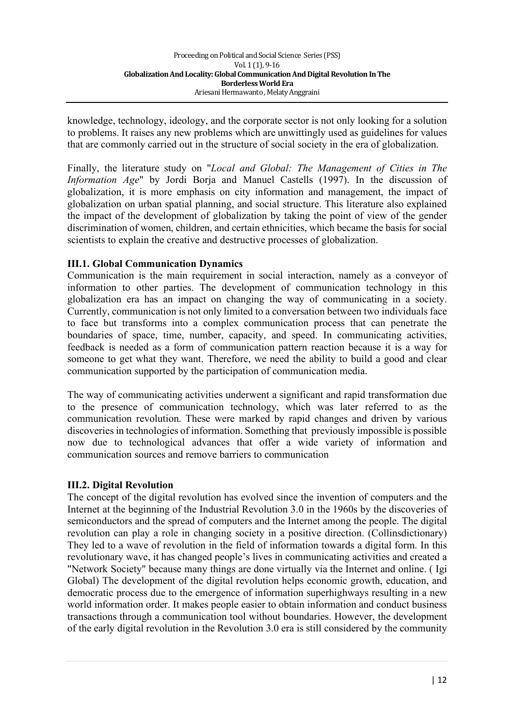knowledge, technology, ideology, and the corporate sector is not only looking for a solution to problems. It raises any new problems which are unwittingly used as guidelines for values that are commonly carried out in the structure of social society in the era of globalization.

Finally, the literature study on "*Local and Global: The Management of Cities in The Information Age*" by Jordi Borja and Manuel Castells (1997). In the discussion of globalization, it is more emphasis on city information and management, the impact of globalization on urban spatial planning, and social structure. This literature also explained the impact of the development of globalization by taking the point of view of the gender discrimination of women, children, and certain ethnicities, which became the basis for social scientists to explain the creative and destructive processes of globalization.

### III.1. Global Communication Dynamics

Communication is the main requirement in social interaction, namely as a conveyor of information to other parties. The development of communication technology in this globalization era has an impact on changing the way of communicating in a society. Currently, communication is not only limited to a conversation between two individuals face to face but transforms into a complex communication process that can penetrate the boundaries of space, time, number, capacity, and speed. In communicating activities, feedback is needed as a form of communication pattern reaction because it is a way for someone to get what they want. Therefore, we need the ability to build a good and clear communication supported by the participation of communication media.

The way of communicating activities underwent a significant and rapid transformation due to the presence of communication technology, which was later referred to as the communication revolution. These were marked by rapid changes and driven by various discoveries in technologies of information. Something that previously impossible is possible now due to technological advances that offer a wide variety of information and communication sources and remove barriers to communication

### III.2. Digital Revolution

The concept of the digital revolution has evolved since the invention of computers and the Internet at the beginning of the Industrial Revolution 3.0 in the 1960s by the discoveries of semiconductors and the spread of computers and the Internet among the people. The digital revolution can play a role in changing society in a positive direction. (Collinsdictionary) They led to a wave of revolution in the field of information towards a digital form. In this revolutionary wave, it has changed people's lives in communicating activities and created a "Network Society" because many things are done virtually via the Internet and online. ( Igi Global) The development of the digital revolution helps economic growth, education, and democratic process due to the emergence of information superhighways resulting in a new world information order. It makes people easier to obtain information and conduct business transactions through a communication tool without boundaries. However, the development of the early digital revolution in the Revolution 3.0 era is still considered by the community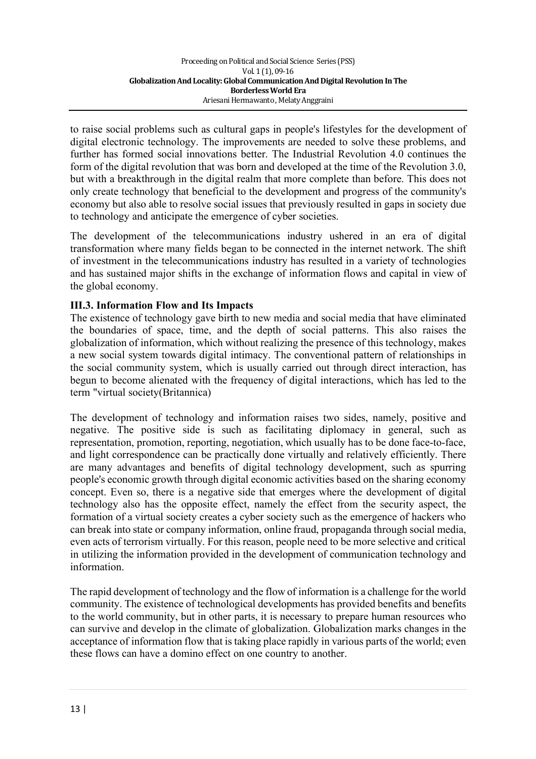to raise social problems such as cultural gaps in people's lifestyles for the development of digital electronic technology. The improvements are needed to solve these problems, and further has formed social innovations better. The Industrial Revolution 4.0 continues the form of the digital revolution that was born and developed at the time of the Revolution 3.0, but with a breakthrough in the digital realm that more complete than before. This does not only create technology that beneficial to the development and progress of the community's economy but also able to resolve social issues that previously resulted in gaps in society due to technology and anticipate the emergence of cyber societies.

The development of the telecommunications industry ushered in an era of digital transformation where many fields began to be connected in the internet network. The shift of investment in the telecommunications industry has resulted in a variety of technologies and has sustained major shifts in the exchange of information flows and capital in view of the global economy.

### III.3. Information Flow and Its Impacts

The existence of technology gave birth to new media and social media that have eliminated the boundaries of space, time, and the depth of social patterns. This also raises the globalization of information, which without realizing the presence of this technology, makes a new social system towards digital intimacy. The conventional pattern of relationships in the social community system, which is usually carried out through direct interaction, has begun to become alienated with the frequency of digital interactions, which has led to the term "virtual society(Britannica)

The development of technology and information raises two sides, namely, positive and negative. The positive side is such as facilitating diplomacy in general, such as representation, promotion, reporting, negotiation, which usually has to be done face-to-face, and light correspondence can be practically done virtually and relatively efficiently. There are many advantages and benefits of digital technology development, such as spurring people's economic growth through digital economic activities based on the sharing economy concept. Even so, there is a negative side that emerges where the development of digital technology also has the opposite effect, namely the effect from the security aspect, the formation of a virtual society creates a cyber society such as the emergence of hackers who can break into state or company information, online fraud, propaganda through social media, even acts of terrorism virtually. For this reason, people need to be more selective and critical in utilizing the information provided in the development of communication technology and information.

The rapid development of technology and the flow of information is a challenge for the world community. The existence of technological developments has provided benefits and benefits to the world community, but in other parts, it is necessary to prepare human resources who can survive and develop in the climate of globalization. Globalization marks changes in the acceptance of information flow that is taking place rapidly in various parts of the world; even these flows can have a domino effect on one country to another.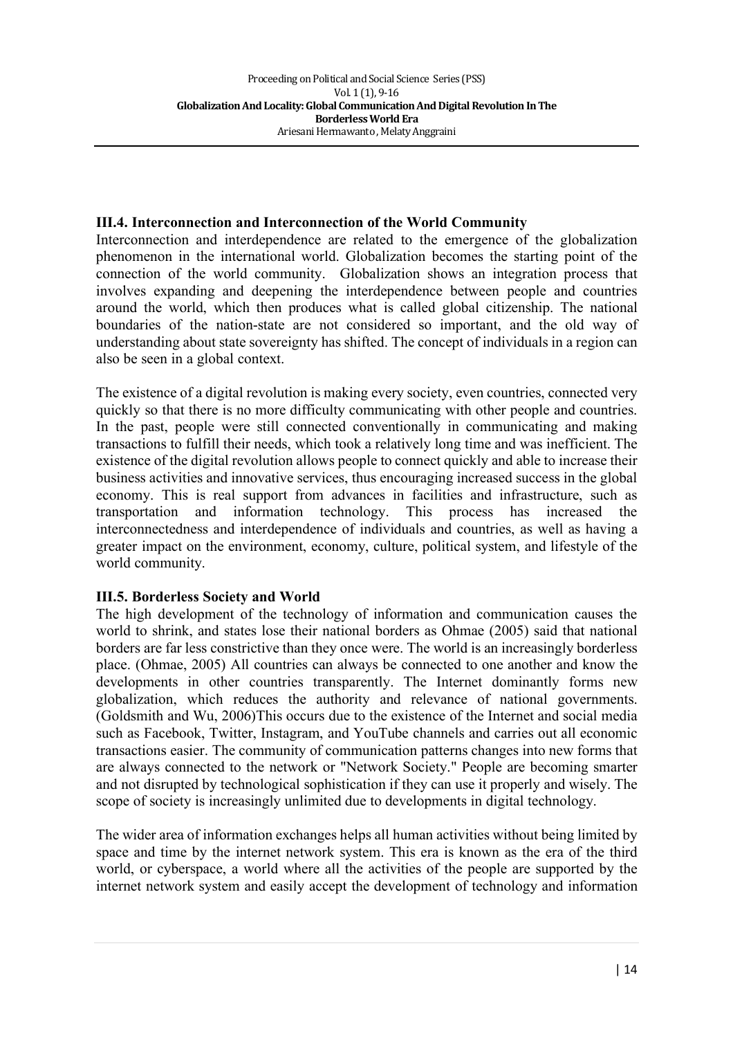### III.4. Interconnection and Interconnection of the World Community

Interconnection and interdependence are related to the emergence of the globalization phenomenon in the international world. Globalization becomes the starting point of the connection of the world community. Globalization shows an integration process that involves expanding and deepening the interdependence between people and countries around the world, which then produces what is called global citizenship. The national boundaries of the nation-state are not considered so important, and the old way of understanding about state sovereignty has shifted. The concept of individuals in a region can also be seen in a global context.

The existence of a digital revolution is making every society, even countries, connected very quickly so that there is no more difficulty communicating with other people and countries. In the past, people were still connected conventionally in communicating and making transactions to fulfill their needs, which took a relatively long time and was inefficient. The existence of the digital revolution allows people to connect quickly and able to increase their business activities and innovative services, thus encouraging increased success in the global economy. This is real support from advances in facilities and infrastructure, such as transportation and information technology. This process has increased the interconnectedness and interdependence of individuals and countries, as well as having a greater impact on the environment, economy, culture, political system, and lifestyle of the world community.

### III.5. Borderless Society and World

The high development of the technology of information and communication causes the world to shrink, and states lose their national borders as Ohmae (2005) said that national borders are far less constrictive than they once were. The world is an increasingly borderless place. (Ohmae, 2005) All countries can always be connected to one another and know the developments in other countries transparently. The Internet dominantly forms new globalization, which reduces the authority and relevance of national governments. (Goldsmith and Wu, 2006)This occurs due to the existence of the Internet and social media such as Facebook, Twitter, Instagram, and YouTube channels and carries out all economic transactions easier. The community of communication patterns changes into new forms that are always connected to the network or "Network Society." People are becoming smarter and not disrupted by technological sophistication if they can use it properly and wisely. The scope of society is increasingly unlimited due to developments in digital technology.

The wider area of information exchanges helps all human activities without being limited by space and time by the internet network system. This era is known as the era of the third world, or cyberspace, a world where all the activities of the people are supported by the internet network system and easily accept the development of technology and information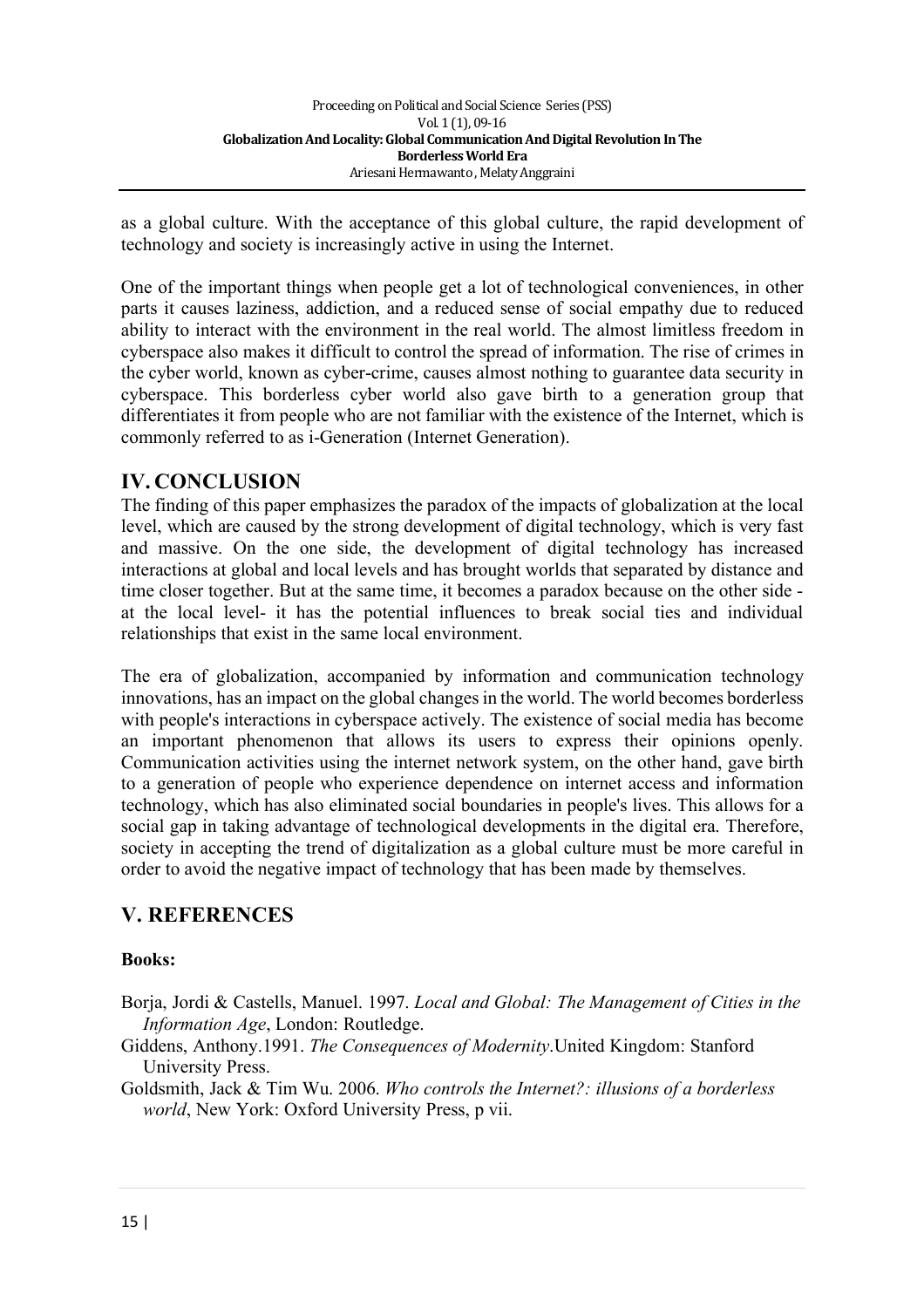as a global culture. With the acceptance of this global culture, the rapid development of technology and society is increasingly active in using the Internet.

One of the important things when people get a lot of technological conveniences, in other parts it causes laziness, addiction, and a reduced sense of social empathy due to reduced ability to interact with the environment in the real world. The almost limitless freedom in cyberspace also makes it difficult to control the spread of information. The rise of crimes in the cyber world, known as cyber-crime, causes almost nothing to guarantee data security in cyberspace. This borderless cyber world also gave birth to a generation group that differentiates it from people who are not familiar with the existence of the Internet, which is commonly referred to as i-Generation (Internet Generation).

## IV. CONCLUSION

The finding of this paper emphasizes the paradox of the impacts of globalization at the local level, which are caused by the strong development of digital technology, which is very fast and massive. On the one side, the development of digital technology has increased interactions at global and local levels and has brought worlds that separated by distance and time closer together. But at the same time, it becomes a paradox because on the other side - at the local level- it has the potential influences to break social ties and individual relationships that exist in the same local environment.

The era of globalization, accompanied by information and communication technology innovations, has an impact on the global changes in the world. The world becomes borderless with people's interactions in cyberspace actively. The existence of social media has become an important phenomenon that allows its users to express their opinions openly. Communication activities using the internet network system, on the other hand, gave birth to a generation of people who experience dependence on internet access and information technology, which has also eliminated social boundaries in people's lives. This allows for a social gap in taking advantage of technological developments in the digital era. Therefore, society in accepting the trend of digitalization as a global culture must be more careful in order to avoid the negative impact of technology that has been made by themselves.

## V. REFERENCES

**Books:**

Borja, Jordi & Castells, Manuel. 1997. *Local and Global: The Management of Cities in the Information Age*, London: Routledge.

Giddens, Anthony.1991. *The Consequences of Modernity*.United Kingdom: Stanford University Press.

Goldsmith, Jack & Tim Wu. 2006. *Who controls the Internet?: illusions of a borderless world*, New York: Oxford University Press, p vii.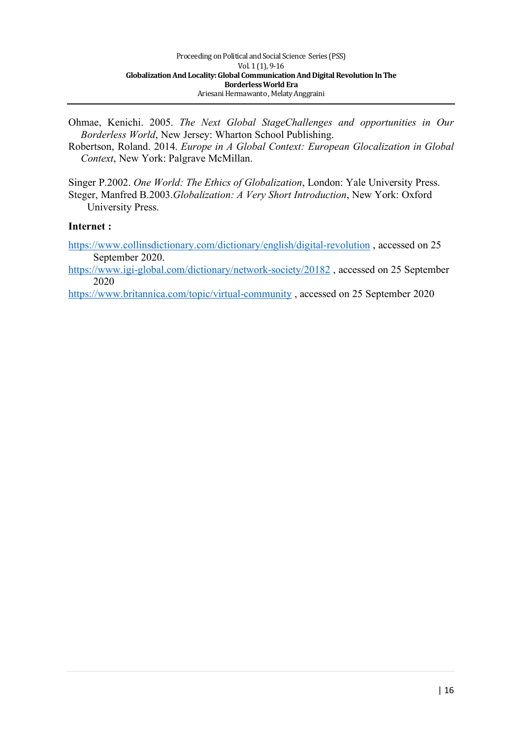Ohmae, Kenichi. 2005. *The Next Global StageChallenges and opportunities in Our Borderless World*, New Jersey: Wharton School Publishing.

Robertson, Roland. 2014. *Europe in A Global Context: European Glocalization in Global Context*, New York: Palgrave McMillan.

Singer P.2002. *One World: The Ethics of Globalization*, London: Yale University Press.

Steger, Manfred B.2003.*Globalization: A Very Short Introduction*, New York: Oxford University Press.

**Internet :**

https://www.collinsdictionary.com/dictionary/english/digital-revolution , accessed on 25 September 2020.

https://www.igi-global.com/dictionary/network-society/20182 , accessed on 25 September 2020

https://www.britannica.com/topic/virtual-community , accessed on 25 September 2020